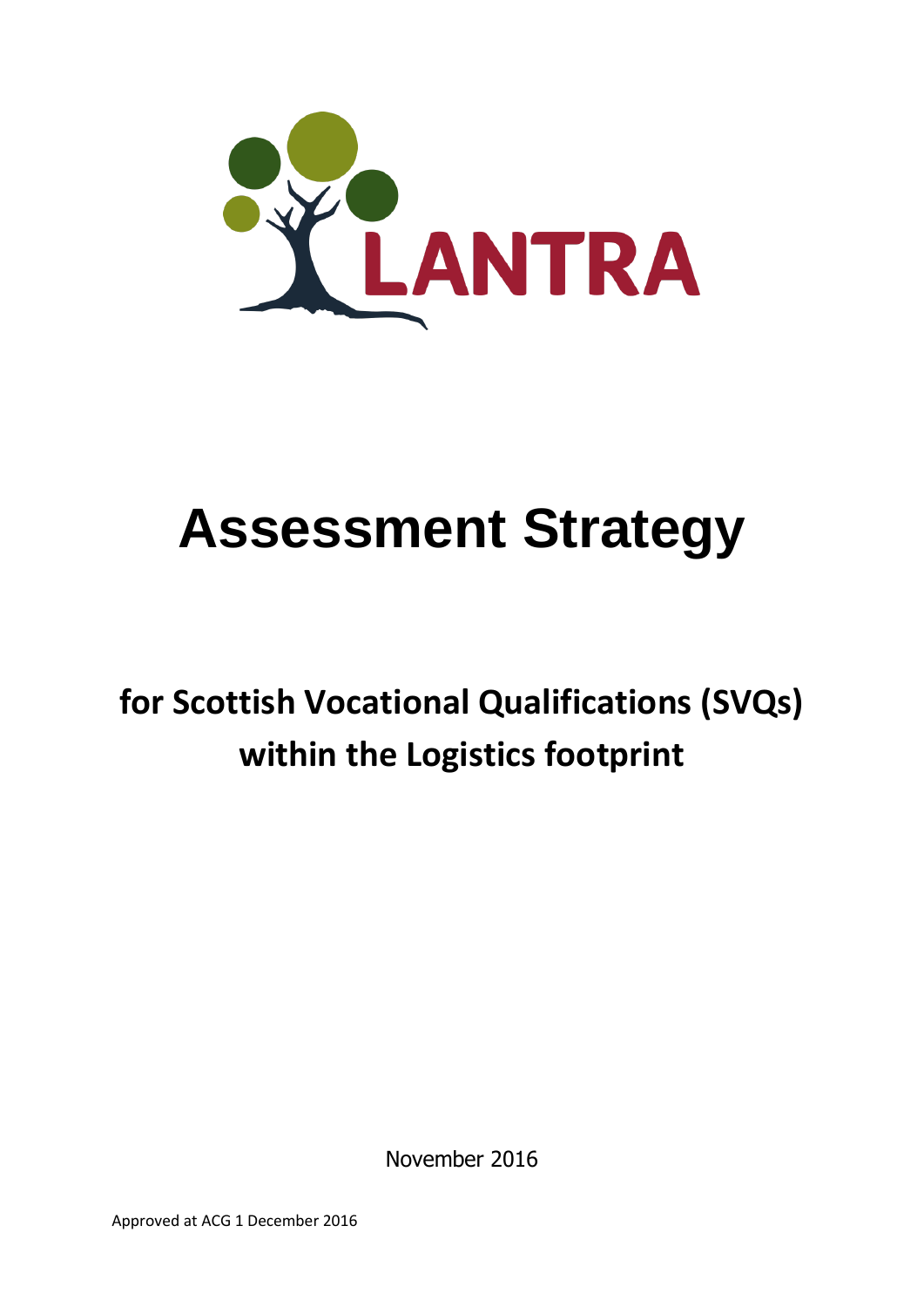LANTRA

# Assessment Strategy

## for Scottish Vocational Qualifications (SVQs) within the Logistics footprint

November 2016

Approved at ACG 1 December 2016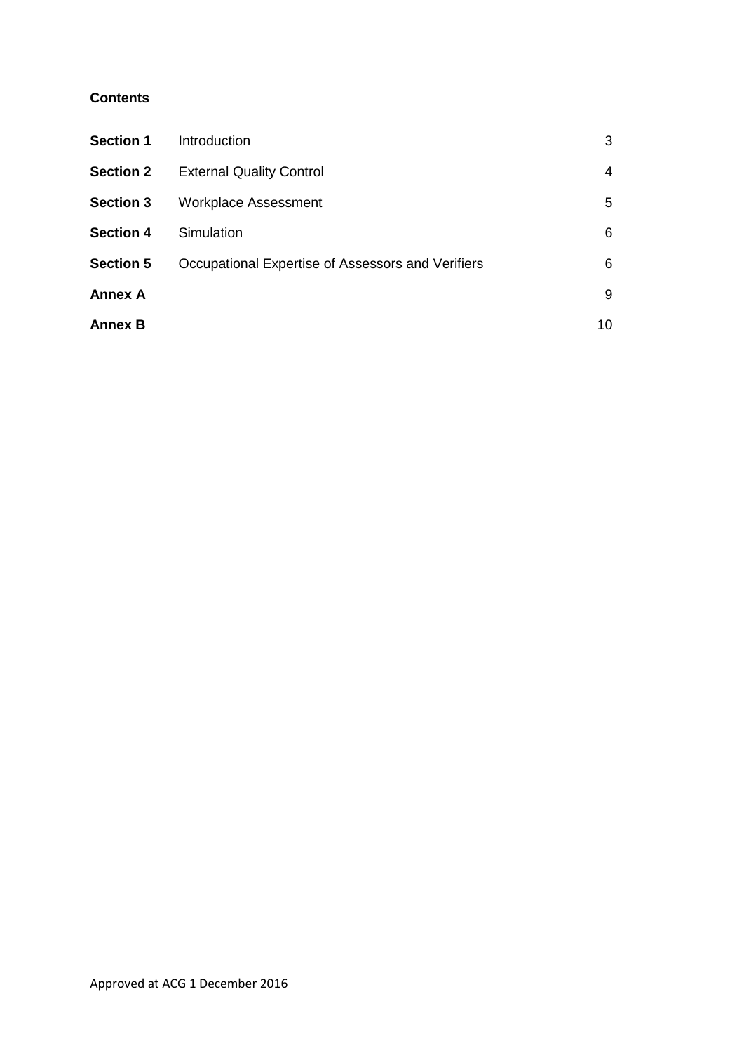**Contents**

| | | |
|---|---|---|
| **Section 1** | Introduction | 3 |
| **Section 2** | External Quality Control | 4 |
| **Section 3** | Workplace Assessment | 5 |
| **Section 4** | Simulation | 6 |
| **Section 5** | Occupational Expertise of Assessors and Verifiers | 6 |
| **Annex A** | | 9 |
| **Annex B** | | 10 |

Approved at ACG 1 December 2016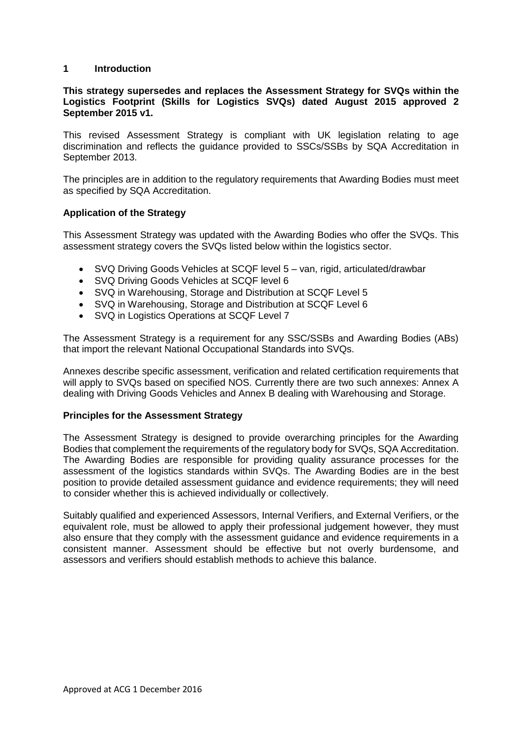## 1 Introduction

**This strategy supersedes and replaces the Assessment Strategy for SVQs within the Logistics Footprint (Skills for Logistics SVQs) dated August 2015 approved 2 September 2015 v1.**

This revised Assessment Strategy is compliant with UK legislation relating to age discrimination and reflects the guidance provided to SSCs/SSBs by SQA Accreditation in September 2013.

The principles are in addition to the regulatory requirements that Awarding Bodies must meet as specified by SQA Accreditation.

### Application of the Strategy

This Assessment Strategy was updated with the Awarding Bodies who offer the SVQs. This assessment strategy covers the SVQs listed below within the logistics sector.

- SVQ Driving Goods Vehicles at SCQF level 5 – van, rigid, articulated/drawbar
- SVQ Driving Goods Vehicles at SCQF level 6
- SVQ in Warehousing, Storage and Distribution at SCQF Level 5
- SVQ in Warehousing, Storage and Distribution at SCQF Level 6
- SVQ in Logistics Operations at SCQF Level 7

The Assessment Strategy is a requirement for any SSC/SSBs and Awarding Bodies (ABs) that import the relevant National Occupational Standards into SVQs.

Annexes describe specific assessment, verification and related certification requirements that will apply to SVQs based on specified NOS. Currently there are two such annexes: Annex A dealing with Driving Goods Vehicles and Annex B dealing with Warehousing and Storage.

### Principles for the Assessment Strategy

The Assessment Strategy is designed to provide overarching principles for the Awarding Bodies that complement the requirements of the regulatory body for SVQs, SQA Accreditation. The Awarding Bodies are responsible for providing quality assurance processes for the assessment of the logistics standards within SVQs. The Awarding Bodies are in the best position to provide detailed assessment guidance and evidence requirements; they will need to consider whether this is achieved individually or collectively.

Suitably qualified and experienced Assessors, Internal Verifiers, and External Verifiers, or the equivalent role, must be allowed to apply their professional judgement however, they must also ensure that they comply with the assessment guidance and evidence requirements in a consistent manner. Assessment should be effective but not overly burdensome, and assessors and verifiers should establish methods to achieve this balance.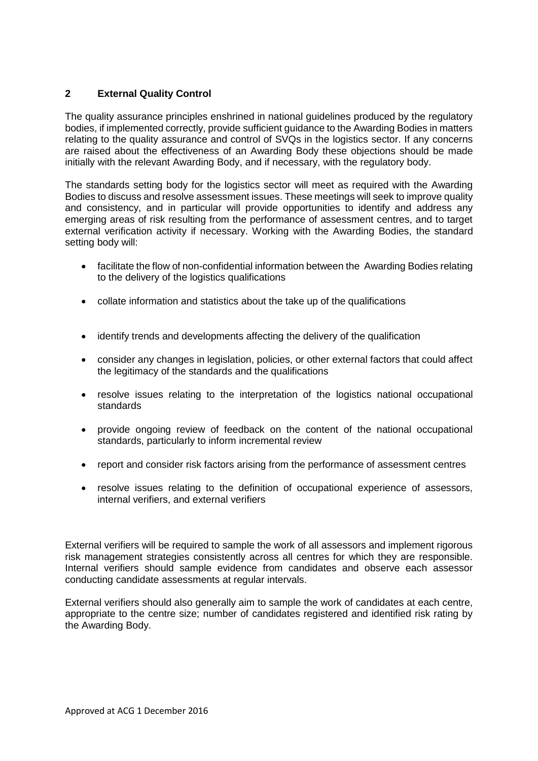## 2 External Quality Control

The quality assurance principles enshrined in national guidelines produced by the regulatory bodies, if implemented correctly, provide sufficient guidance to the Awarding Bodies in matters relating to the quality assurance and control of SVQs in the logistics sector. If any concerns are raised about the effectiveness of an Awarding Body these objections should be made initially with the relevant Awarding Body, and if necessary, with the regulatory body.

The standards setting body for the logistics sector will meet as required with the Awarding Bodies to discuss and resolve assessment issues. These meetings will seek to improve quality and consistency, and in particular will provide opportunities to identify and address any emerging areas of risk resulting from the performance of assessment centres, and to target external verification activity if necessary. Working with the Awarding Bodies, the standard setting body will:

- facilitate the flow of non-confidential information between the Awarding Bodies relating to the delivery of the logistics qualifications
- collate information and statistics about the take up of the qualifications
- identify trends and developments affecting the delivery of the qualification
- consider any changes in legislation, policies, or other external factors that could affect the legitimacy of the standards and the qualifications
- resolve issues relating to the interpretation of the logistics national occupational standards
- provide ongoing review of feedback on the content of the national occupational standards, particularly to inform incremental review
- report and consider risk factors arising from the performance of assessment centres
- resolve issues relating to the definition of occupational experience of assessors, internal verifiers, and external verifiers

External verifiers will be required to sample the work of all assessors and implement rigorous risk management strategies consistently across all centres for which they are responsible. Internal verifiers should sample evidence from candidates and observe each assessor conducting candidate assessments at regular intervals.

External verifiers should also generally aim to sample the work of candidates at each centre, appropriate to the centre size; number of candidates registered and identified risk rating by the Awarding Body.

Approved at ACG 1 December 2016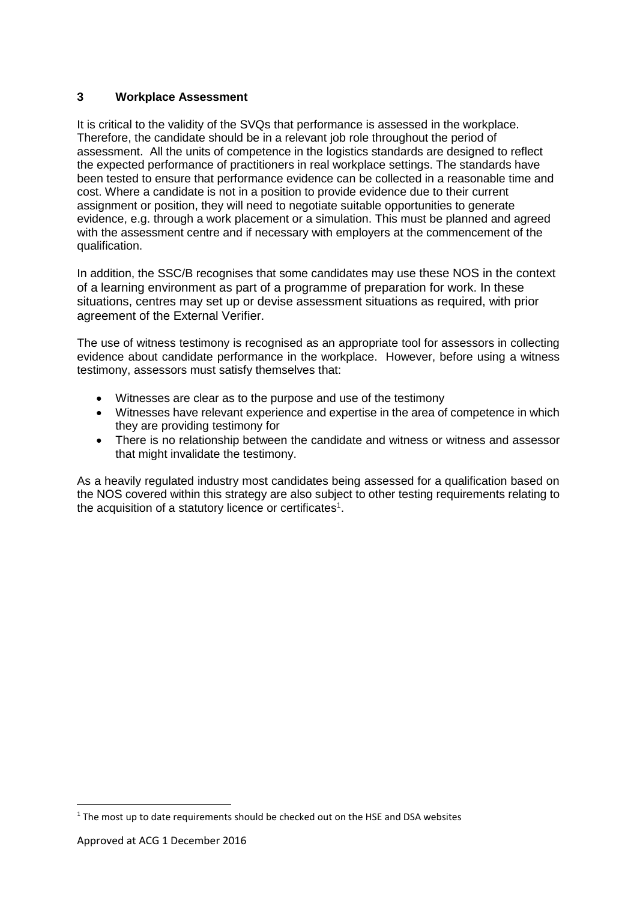## 3 Workplace Assessment

It is critical to the validity of the SVQs that performance is assessed in the workplace. Therefore, the candidate should be in a relevant job role throughout the period of assessment. All the units of competence in the logistics standards are designed to reflect the expected performance of practitioners in real workplace settings. The standards have been tested to ensure that performance evidence can be collected in a reasonable time and cost. Where a candidate is not in a position to provide evidence due to their current assignment or position, they will need to negotiate suitable opportunities to generate evidence, e.g. through a work placement or a simulation. This must be planned and agreed with the assessment centre and if necessary with employers at the commencement of the qualification.

In addition, the SSC/B recognises that some candidates may use these NOS in the context of a learning environment as part of a programme of preparation for work. In these situations, centres may set up or devise assessment situations as required, with prior agreement of the External Verifier.

The use of witness testimony is recognised as an appropriate tool for assessors in collecting evidence about candidate performance in the workplace. However, before using a witness testimony, assessors must satisfy themselves that:

- Witnesses are clear as to the purpose and use of the testimony
- Witnesses have relevant experience and expertise in the area of competence in which they are providing testimony for
- There is no relationship between the candidate and witness or witness and assessor that might invalidate the testimony.

As a heavily regulated industry most candidates being assessed for a qualification based on the NOS covered within this strategy are also subject to other testing requirements relating to the acquisition of a statutory licence or certificates[1].

[1] The most up to date requirements should be checked out on the HSE and DSA websites

Approved at ACG 1 December 2016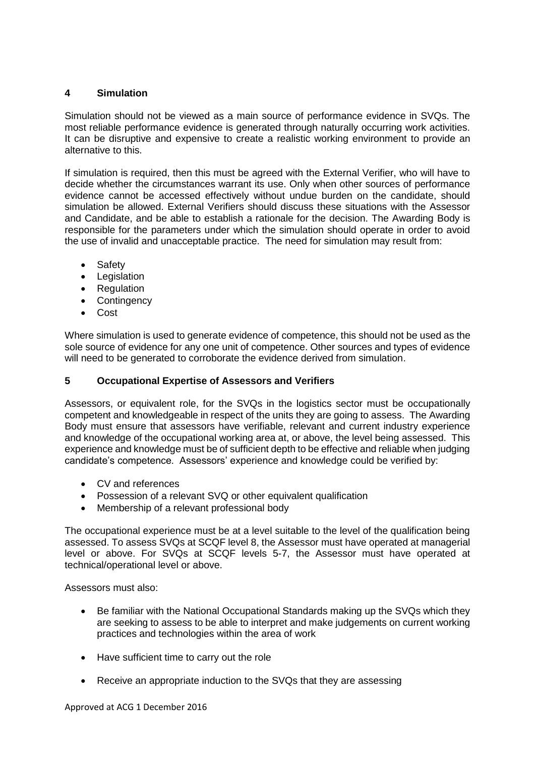## 4 Simulation

Simulation should not be viewed as a main source of performance evidence in SVQs. The most reliable performance evidence is generated through naturally occurring work activities. It can be disruptive and expensive to create a realistic working environment to provide an alternative to this.

If simulation is required, then this must be agreed with the External Verifier, who will have to decide whether the circumstances warrant its use. Only when other sources of performance evidence cannot be accessed effectively without undue burden on the candidate, should simulation be allowed. External Verifiers should discuss these situations with the Assessor and Candidate, and be able to establish a rationale for the decision. The Awarding Body is responsible for the parameters under which the simulation should operate in order to avoid the use of invalid and unacceptable practice. The need for simulation may result from:

- Safety
- Legislation
- Regulation
- Contingency
- Cost

Where simulation is used to generate evidence of competence, this should not be used as the sole source of evidence for any one unit of competence. Other sources and types of evidence will need to be generated to corroborate the evidence derived from simulation.

## 5 Occupational Expertise of Assessors and Verifiers

Assessors, or equivalent role, for the SVQs in the logistics sector must be occupationally competent and knowledgeable in respect of the units they are going to assess. The Awarding Body must ensure that assessors have verifiable, relevant and current industry experience and knowledge of the occupational working area at, or above, the level being assessed. This experience and knowledge must be of sufficient depth to be effective and reliable when judging candidate's competence. Assessors' experience and knowledge could be verified by:

- CV and references
- Possession of a relevant SVQ or other equivalent qualification
- Membership of a relevant professional body

The occupational experience must be at a level suitable to the level of the qualification being assessed. To assess SVQs at SCQF level 8, the Assessor must have operated at managerial level or above. For SVQs at SCQF levels 5-7, the Assessor must have operated at technical/operational level or above.

Assessors must also:

- Be familiar with the National Occupational Standards making up the SVQs which they are seeking to assess to be able to interpret and make judgements on current working practices and technologies within the area of work
- Have sufficient time to carry out the role
- Receive an appropriate induction to the SVQs that they are assessing

Approved at ACG 1 December 2016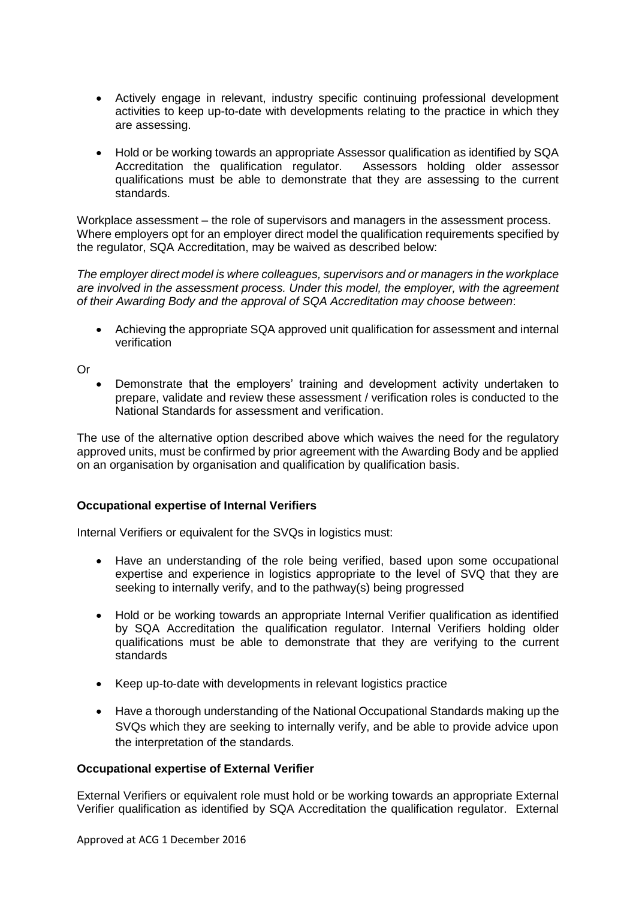- Actively engage in relevant, industry specific continuing professional development activities to keep up-to-date with developments relating to the practice in which they are assessing.

- Hold or be working towards an appropriate Assessor qualification as identified by SQA Accreditation the qualification regulator. Assessors holding older assessor qualifications must be able to demonstrate that they are assessing to the current standards.

Workplace assessment – the role of supervisors and managers in the assessment process. Where employers opt for an employer direct model the qualification requirements specified by the regulator, SQA Accreditation, may be waived as described below:

*The employer direct model is where colleagues, supervisors and or managers in the workplace are involved in the assessment process. Under this model, the employer, with the agreement of their Awarding Body and the approval of SQA Accreditation may choose between*:

- Achieving the appropriate SQA approved unit qualification for assessment and internal verification

Or

- Demonstrate that the employers' training and development activity undertaken to prepare, validate and review these assessment / verification roles is conducted to the National Standards for assessment and verification.

The use of the alternative option described above which waives the need for the regulatory approved units, must be confirmed by prior agreement with the Awarding Body and be applied on an organisation by organisation and qualification by qualification basis.

**Occupational expertise of Internal Verifiers**

Internal Verifiers or equivalent for the SVQs in logistics must:

- Have an understanding of the role being verified, based upon some occupational expertise and experience in logistics appropriate to the level of SVQ that they are seeking to internally verify, and to the pathway(s) being progressed

- Hold or be working towards an appropriate Internal Verifier qualification as identified by SQA Accreditation the qualification regulator. Internal Verifiers holding older qualifications must be able to demonstrate that they are verifying to the current standards

- Keep up-to-date with developments in relevant logistics practice

- Have a thorough understanding of the National Occupational Standards making up the SVQs which they are seeking to internally verify, and be able to provide advice upon the interpretation of the standards.

**Occupational expertise of External Verifier**

External Verifiers or equivalent role must hold or be working towards an appropriate External Verifier qualification as identified by SQA Accreditation the qualification regulator. External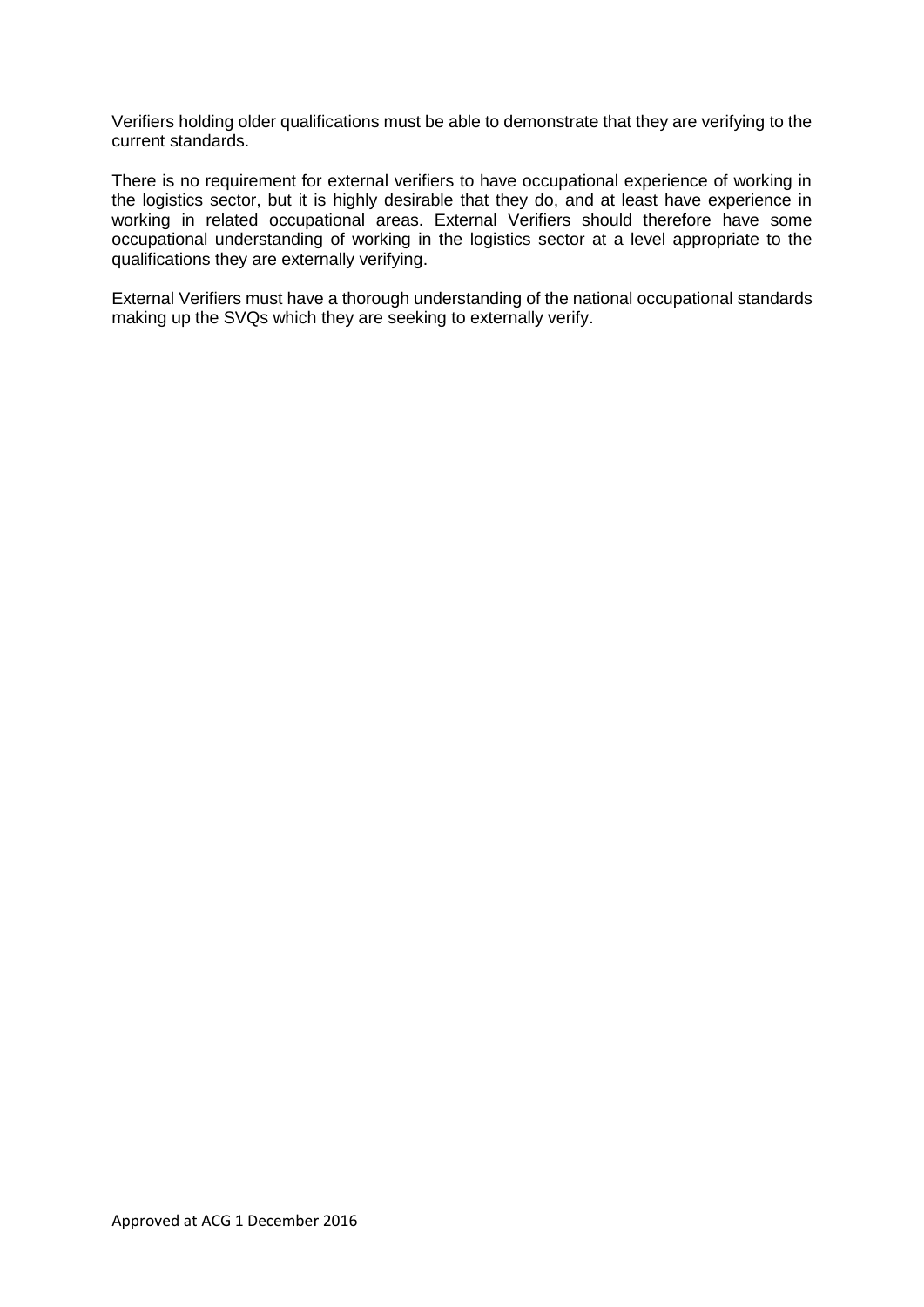Verifiers holding older qualifications must be able to demonstrate that they are verifying to the current standards.

There is no requirement for external verifiers to have occupational experience of working in the logistics sector, but it is highly desirable that they do, and at least have experience in working in related occupational areas. External Verifiers should therefore have some occupational understanding of working in the logistics sector at a level appropriate to the qualifications they are externally verifying.

External Verifiers must have a thorough understanding of the national occupational standards making up the SVQs which they are seeking to externally verify.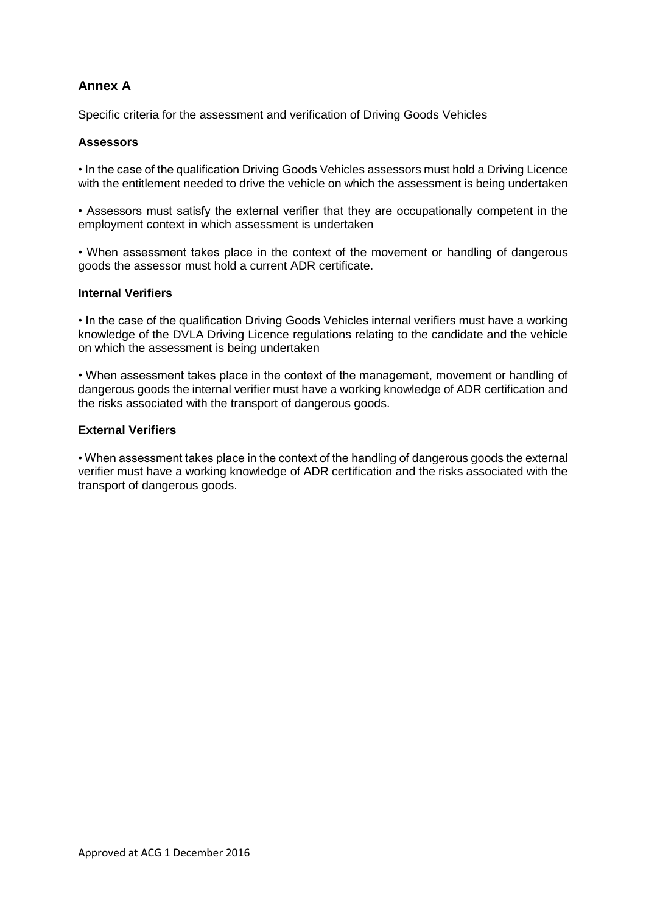## Annex A

Specific criteria for the assessment and verification of Driving Goods Vehicles

### Assessors

- In the case of the qualification Driving Goods Vehicles assessors must hold a Driving Licence with the entitlement needed to drive the vehicle on which the assessment is being undertaken
- Assessors must satisfy the external verifier that they are occupationally competent in the employment context in which assessment is undertaken
- When assessment takes place in the context of the movement or handling of dangerous goods the assessor must hold a current ADR certificate.

### Internal Verifiers

- In the case of the qualification Driving Goods Vehicles internal verifiers must have a working knowledge of the DVLA Driving Licence regulations relating to the candidate and the vehicle on which the assessment is being undertaken
- When assessment takes place in the context of the management, movement or handling of dangerous goods the internal verifier must have a working knowledge of ADR certification and the risks associated with the transport of dangerous goods.

### External Verifiers

- When assessment takes place in the context of the handling of dangerous goods the external verifier must have a working knowledge of ADR certification and the risks associated with the transport of dangerous goods.

Approved at ACG 1 December 2016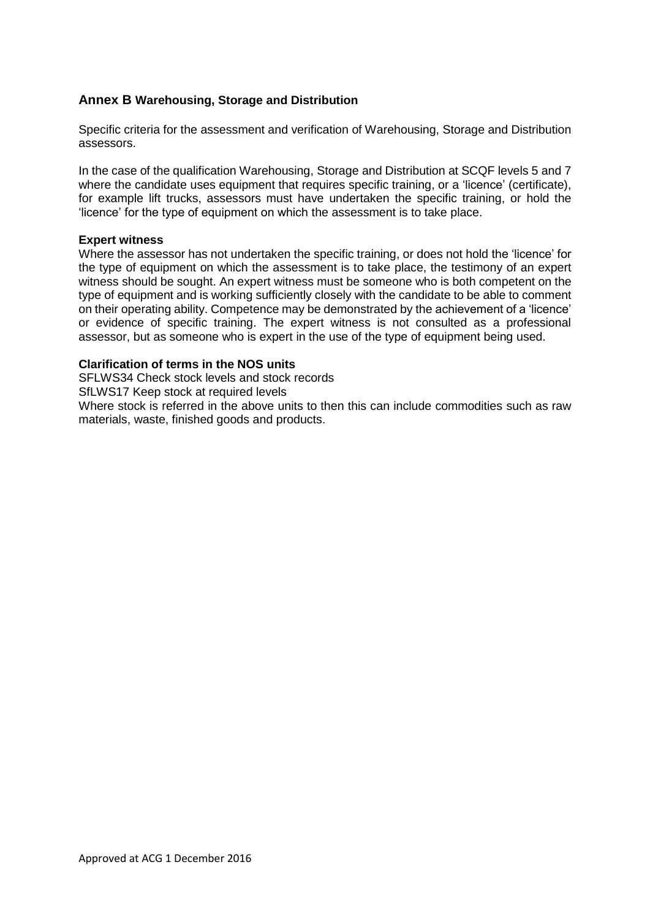## Annex B Warehousing, Storage and Distribution

Specific criteria for the assessment and verification of Warehousing, Storage and Distribution assessors.

In the case of the qualification Warehousing, Storage and Distribution at SCQF levels 5 and 7 where the candidate uses equipment that requires specific training, or a 'licence' (certificate), for example lift trucks, assessors must have undertaken the specific training, or hold the 'licence' for the type of equipment on which the assessment is to take place.

**Expert witness**

Where the assessor has not undertaken the specific training, or does not hold the 'licence' for the type of equipment on which the assessment is to take place, the testimony of an expert witness should be sought. An expert witness must be someone who is both competent on the type of equipment and is working sufficiently closely with the candidate to be able to comment on their operating ability. Competence may be demonstrated by the achievement of a 'licence' or evidence of specific training. The expert witness is not consulted as a professional assessor, but as someone who is expert in the use of the type of equipment being used.

**Clarification of terms in the NOS units**

SFLWS34 Check stock levels and stock records

SfLWS17 Keep stock at required levels

Where stock is referred in the above units to then this can include commodities such as raw materials, waste, finished goods and products.

Approved at ACG 1 December 2016